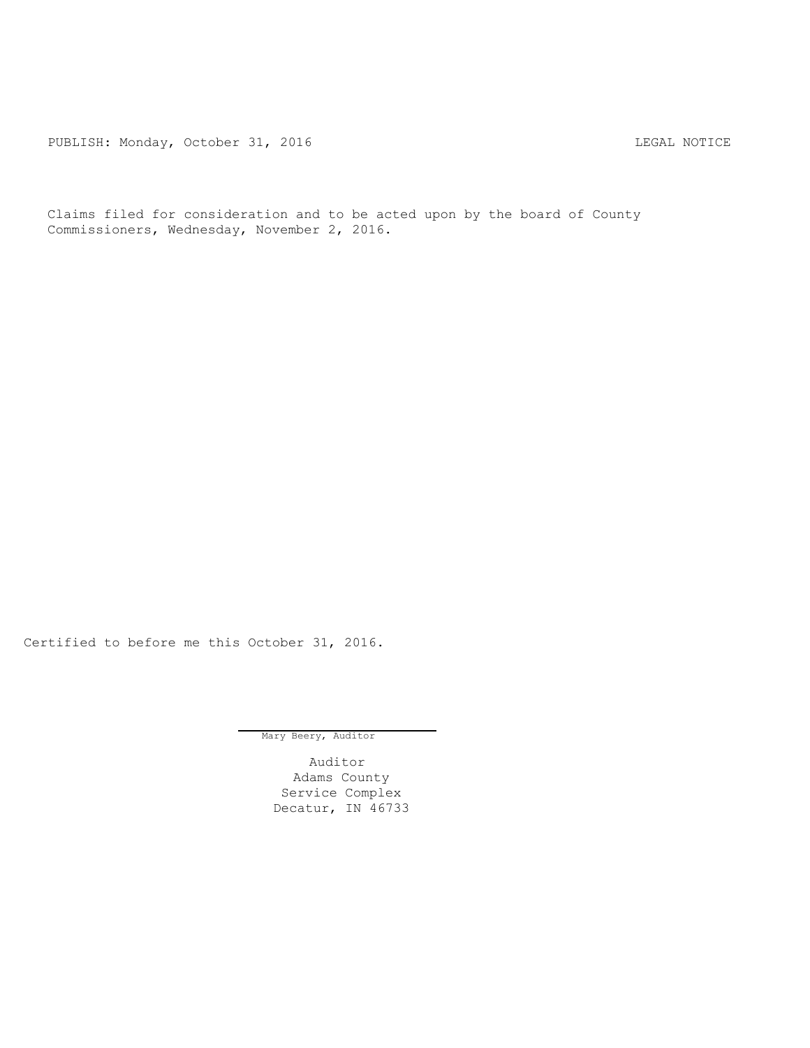PUBLISH: Monday, October 31, 2016 LEGAL NOTICE

Claims filed for consideration and to be acted upon by the board of County Commissioners, Wednesday, November 2, 2016.

Certified to before me this October 31, 2016.

Mary Beery, Auditor

Auditor
Adams County
Service Complex
Decatur, IN 46733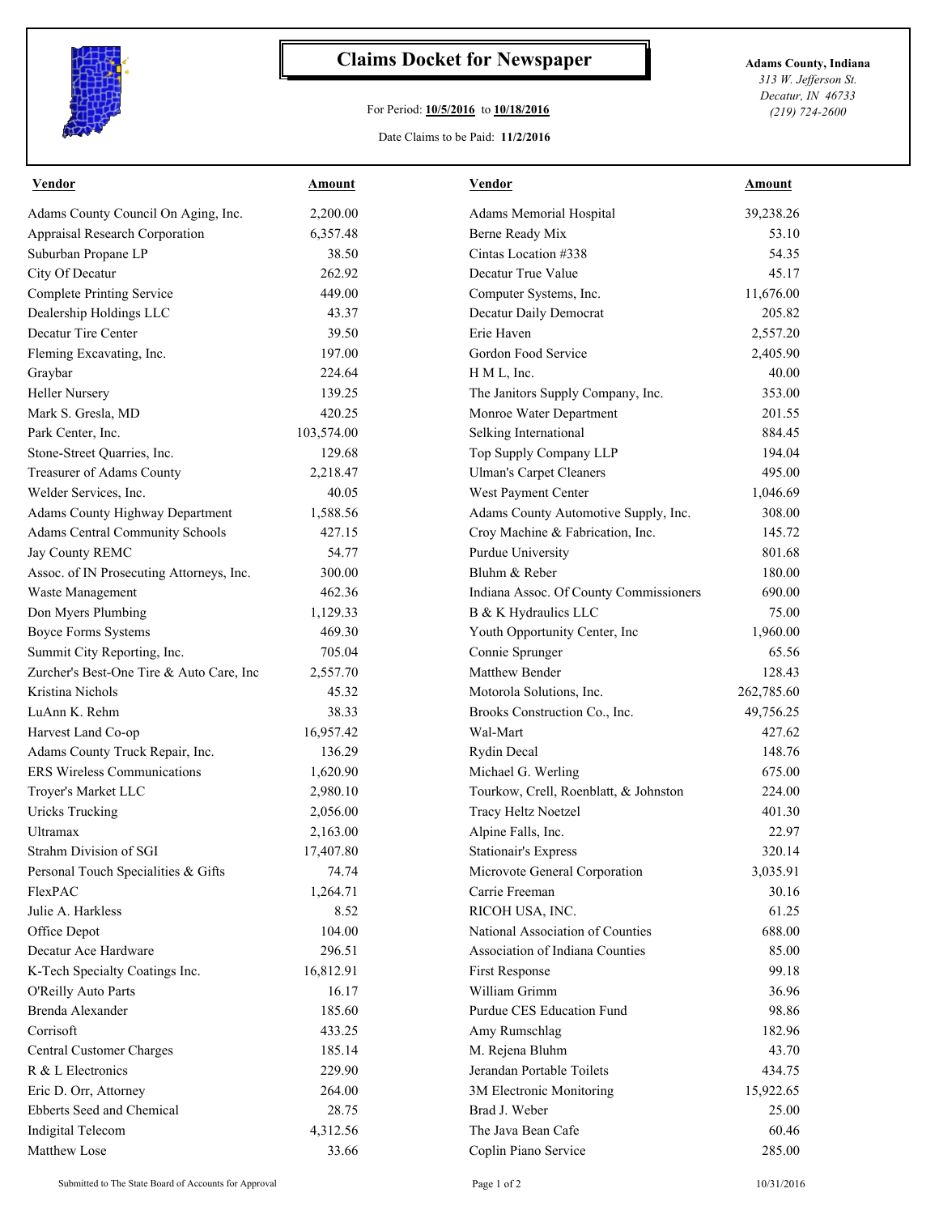# Claims Docket for Newspaper

For Period: **10/5/2016** to **10/18/2016**

Date Claims to be Paid: **11/2/2016**

**Adams County, Indiana**
*313 W. Jefferson St.*
*Decatur, IN 46733*
*(219) 724-2600*

| Vendor | Amount | Vendor | Amount |
|---|---|---|---|
| Adams County Council On Aging, Inc. | 2,200.00 | Adams Memorial Hospital | 39,238.26 |
| Appraisal Research Corporation | 6,357.48 | Berne Ready Mix | 53.10 |
| Suburban Propane LP | 38.50 | Cintas Location #338 | 54.35 |
| City Of Decatur | 262.92 | Decatur True Value | 45.17 |
| Complete Printing Service | 449.00 | Computer Systems, Inc. | 11,676.00 |
| Dealership Holdings LLC | 43.37 | Decatur Daily Democrat | 205.82 |
| Decatur Tire Center | 39.50 | Erie Haven | 2,557.20 |
| Fleming Excavating, Inc. | 197.00 | Gordon Food Service | 2,405.90 |
| Graybar | 224.64 | H M L, Inc. | 40.00 |
| Heller Nursery | 139.25 | The Janitors Supply Company, Inc. | 353.00 |
| Mark S. Gresla, MD | 420.25 | Monroe Water Department | 201.55 |
| Park Center, Inc. | 103,574.00 | Selking International | 884.45 |
| Stone-Street Quarries, Inc. | 129.68 | Top Supply Company LLP | 194.04 |
| Treasurer of Adams County | 2,218.47 | Ulman's Carpet Cleaners | 495.00 |
| Welder Services, Inc. | 40.05 | West Payment Center | 1,046.69 |
| Adams County Highway Department | 1,588.56 | Adams County Automotive Supply, Inc. | 308.00 |
| Adams Central Community Schools | 427.15 | Croy Machine & Fabrication, Inc. | 145.72 |
| Jay County REMC | 54.77 | Purdue University | 801.68 |
| Assoc. of IN Prosecuting Attorneys, Inc. | 300.00 | Bluhm & Reber | 180.00 |
| Waste Management | 462.36 | Indiana Assoc. Of County Commissioners | 690.00 |
| Don Myers Plumbing | 1,129.33 | B & K Hydraulics LLC | 75.00 |
| Boyce Forms Systems | 469.30 | Youth Opportunity Center, Inc | 1,960.00 |
| Summit City Reporting, Inc. | 705.04 | Connie Sprunger | 65.56 |
| Zurcher's Best-One Tire & Auto Care, Inc | 2,557.70 | Matthew Bender | 128.43 |
| Kristina Nichols | 45.32 | Motorola Solutions, Inc. | 262,785.60 |
| LuAnn K. Rehm | 38.33 | Brooks Construction Co., Inc. | 49,756.25 |
| Harvest Land Co-op | 16,957.42 | Wal-Mart | 427.62 |
| Adams County Truck Repair, Inc. | 136.29 | Rydin Decal | 148.76 |
| ERS Wireless Communications | 1,620.90 | Michael G. Werling | 675.00 |
| Troyer's Market LLC | 2,980.10 | Tourkow, Crell, Roenblatt, & Johnston | 224.00 |
| Uricks Trucking | 2,056.00 | Tracy Heltz Noetzel | 401.30 |
| Ultramax | 2,163.00 | Alpine Falls, Inc. | 22.97 |
| Strahm Division of SGI | 17,407.80 | Stationair's Express | 320.14 |
| Personal Touch Specialities & Gifts | 74.74 | Microvote General Corporation | 3,035.91 |
| FlexPAC | 1,264.71 | Carrie Freeman | 30.16 |
| Julie A. Harkless | 8.52 | RICOH USA, INC. | 61.25 |
| Office Depot | 104.00 | National Association of Counties | 688.00 |
| Decatur Ace Hardware | 296.51 | Association of Indiana Counties | 85.00 |
| K-Tech Specialty Coatings Inc. | 16,812.91 | First Response | 99.18 |
| O'Reilly Auto Parts | 16.17 | William Grimm | 36.96 |
| Brenda Alexander | 185.60 | Purdue CES Education Fund | 98.86 |
| Corrisoft | 433.25 | Amy Rumschlag | 182.96 |
| Central Customer Charges | 185.14 | M. Rejena Bluhm | 43.70 |
| R & L Electronics | 229.90 | Jerandan Portable Toilets | 434.75 |
| Eric D. Orr, Attorney | 264.00 | 3M Electronic Monitoring | 15,922.65 |
| Ebberts Seed and Chemical | 28.75 | Brad J. Weber | 25.00 |
| Indigital Telecom | 4,312.56 | The Java Bean Cafe | 60.46 |
| Matthew Lose | 33.66 | Coplin Piano Service | 285.00 |

Submitted to The State Board of Accounts for Approval — 10/31/2016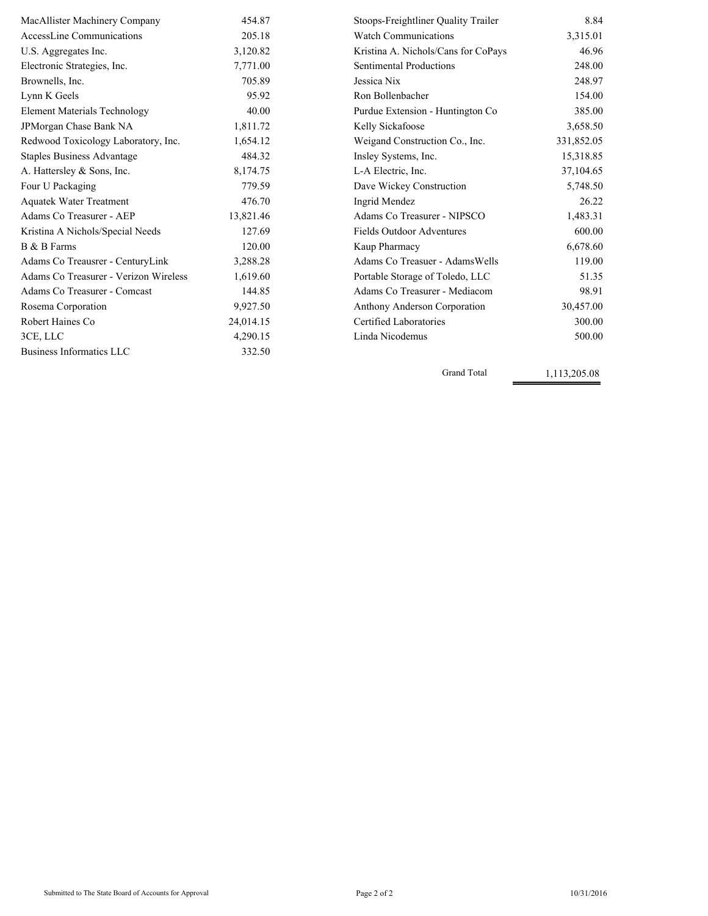| | |
|---|---|
| MacAllister Machinery Company | 454.87 |
| AccessLine Communications | 205.18 |
| U.S. Aggregates Inc. | 3,120.82 |
| Electronic Strategies, Inc. | 7,771.00 |
| Brownells, Inc. | 705.89 |
| Lynn K Geels | 95.92 |
| Element Materials Technology | 40.00 |
| JPMorgan Chase Bank NA | 1,811.72 |
| Redwood Toxicology Laboratory, Inc. | 1,654.12 |
| Staples Business Advantage | 484.32 |
| A. Hattersley & Sons, Inc. | 8,174.75 |
| Four U Packaging | 779.59 |
| Aquatek Water Treatment | 476.70 |
| Adams Co Treasurer - AEP | 13,821.46 |
| Kristina A Nichols/Special Needs | 127.69 |
| B & B Farms | 120.00 |
| Adams Co Treausrer - CenturyLink | 3,288.28 |
| Adams Co Treasurer - Verizon Wireless | 1,619.60 |
| Adams Co Treasurer - Comcast | 144.85 |
| Rosema Corporation | 9,927.50 |
| Robert Haines Co | 24,014.15 |
| 3CE, LLC | 4,290.15 |
| Business Informatics LLC | 332.50 |
| Stoops-Freightliner Quality Trailer | 8.84 |
| Watch Communications | 3,315.01 |
| Kristina A. Nichols/Cans for CoPays | 46.96 |
| Sentimental Productions | 248.00 |
| Jessica Nix | 248.97 |
| Ron Bollenbacher | 154.00 |
| Purdue Extension - Huntington Co | 385.00 |
| Kelly Sickafoose | 3,658.50 |
| Weigand Construction Co., Inc. | 331,852.05 |
| Insley Systems, Inc. | 15,318.85 |
| L-A Electric, Inc. | 37,104.65 |
| Dave Wickey Construction | 5,748.50 |
| Ingrid Mendez | 26.22 |
| Adams Co Treasurer - NIPSCO | 1,483.31 |
| Fields Outdoor Adventures | 600.00 |
| Kaup Pharmacy | 6,678.60 |
| Adams Co Treasuer - AdamsWells | 119.00 |
| Portable Storage of Toledo, LLC | 51.35 |
| Adams Co Treasurer - Mediacom | 98.91 |
| Anthony Anderson Corporation | 30,457.00 |
| Certified Laboratories | 300.00 |
| Linda Nicodemus | 500.00 |
| Grand Total | 1,113,205.08 |

Submitted to The State Board of Accounts for Approval

10/31/2016